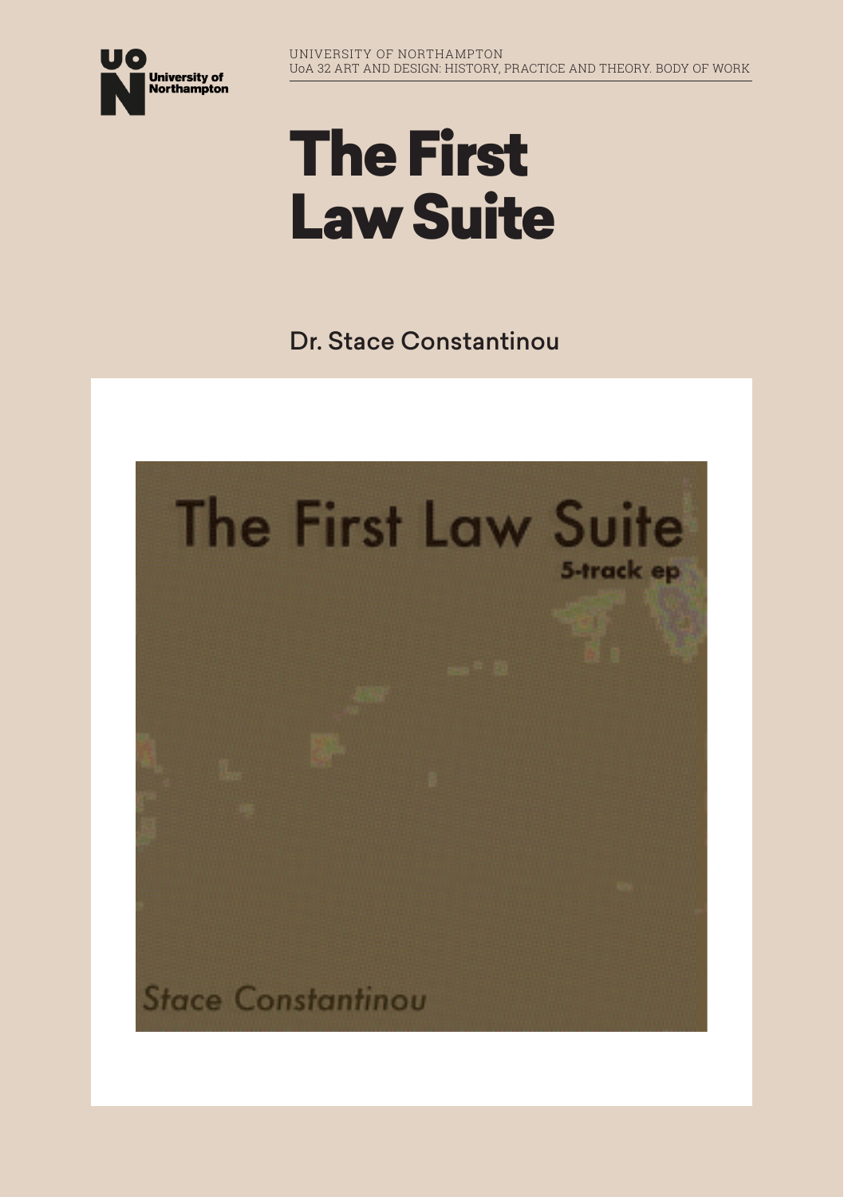UNIVERSITY OF NORTHAMPTON
UoA 32 ART AND DESIGN: HISTORY, PRACTICE AND THEORY. BODY OF WORK

# The First Law Suite

Dr. Stace Constantinou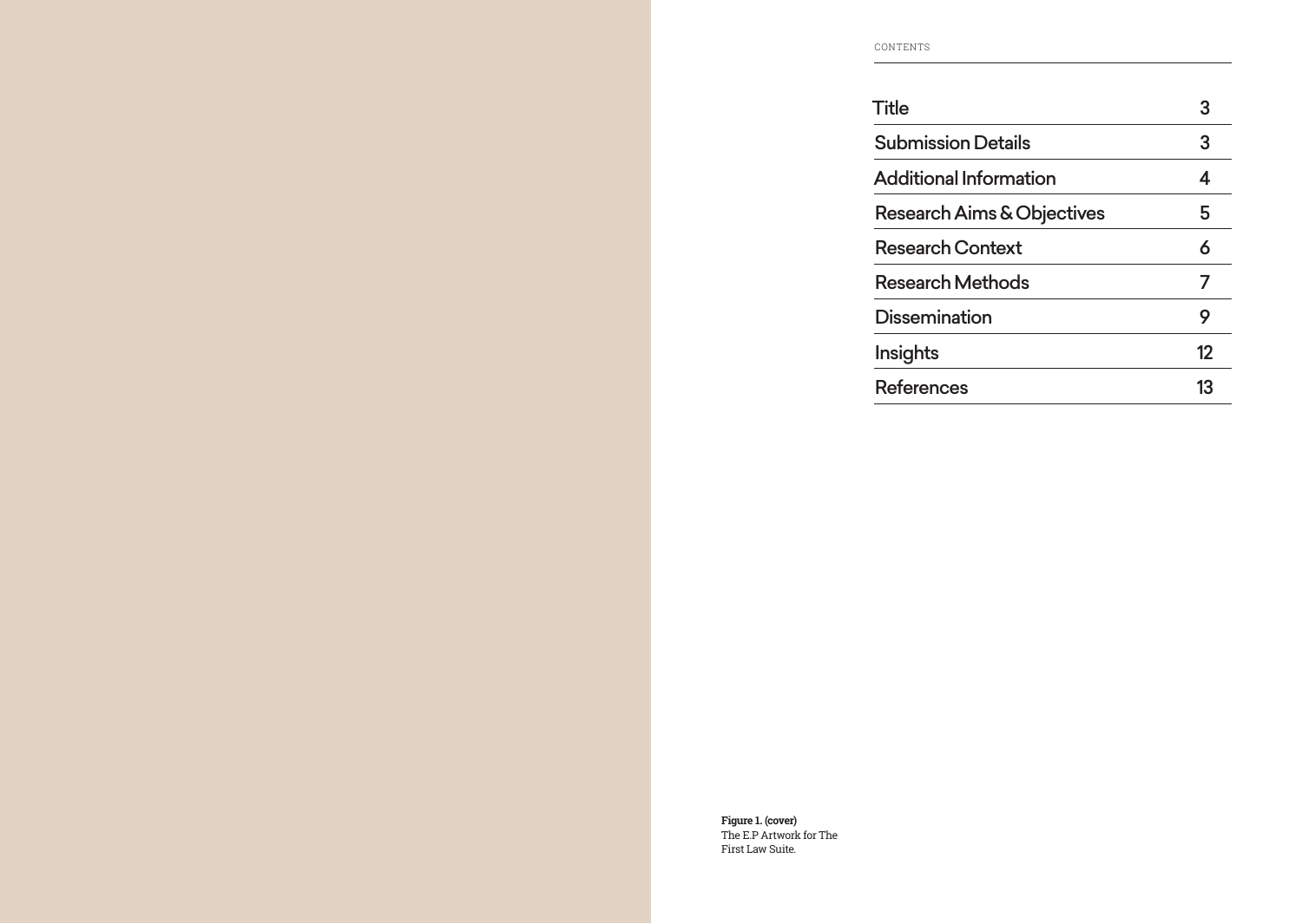CONTENTS

| | |
|---|---|
| Title | 3 |
| Submission Details | 3 |
| Additional Information | 4 |
| Research Aims & Objectives | 5 |
| Research Context | 6 |
| Research Methods | 7 |
| Dissemination | 9 |
| Insights | 12 |
| References | 13 |

**Figure 1. (cover)**
The E.P Artwork for The First Law Suite.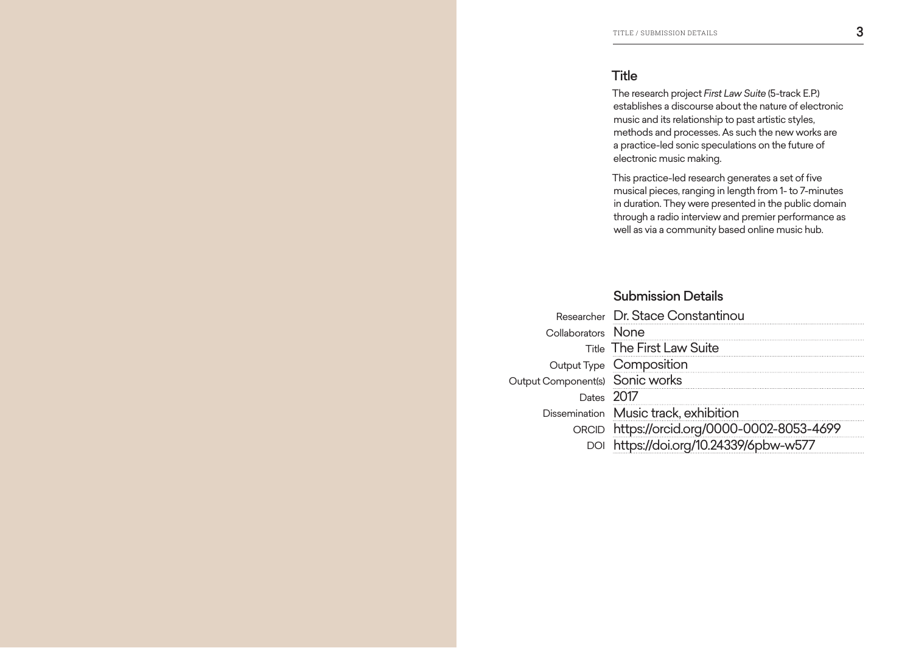## Title

The research project *First Law Suite* (5-track E.P.) establishes a discourse about the nature of electronic music and its relationship to past artistic styles, methods and processes. As such the new works are a practice-led sonic speculations on the future of electronic music making.

This practice-led research generates a set of five musical pieces, ranging in length from 1- to 7-minutes in duration. They were presented in the public domain through a radio interview and premier performance as well as via a community based online music hub.

## Submission Details

| | |
|---|---|
| Researcher | Dr. Stace Constantinou |
| Collaborators | None |
| Title | The First Law Suite |
| Output Type | Composition |
| Output Component(s) | Sonic works |
| Dates | 2017 |
| Dissemination | Music track, exhibition |
| ORCID | https://orcid.org/0000-0002-8053-4699 |
| DOI | https://doi.org/10.24339/6pbw-w577 |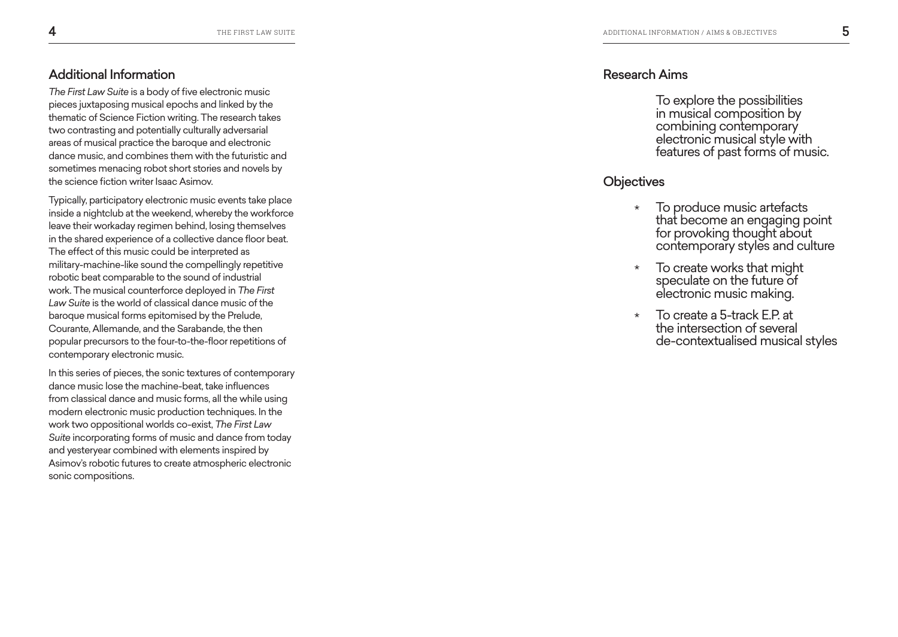## Additional Information

*The First Law Suite* is a body of five electronic music pieces juxtaposing musical epochs and linked by the thematic of Science Fiction writing. The research takes two contrasting and potentially culturally adversarial areas of musical practice the baroque and electronic dance music, and combines them with the futuristic and sometimes menacing robot short stories and novels by the science fiction writer Isaac Asimov.

Typically, participatory electronic music events take place inside a nightclub at the weekend, whereby the workforce leave their workaday regimen behind, losing themselves in the shared experience of a collective dance floor beat. The effect of this music could be interpreted as military-machine-like sound the compellingly repetitive robotic beat comparable to the sound of industrial work. The musical counterforce deployed in *The First Law Suite* is the world of classical dance music of the baroque musical forms epitomised by the Prelude, Courante, Allemande, and the Sarabande, the then popular precursors to the four-to-the-floor repetitions of contemporary electronic music.

In this series of pieces, the sonic textures of contemporary dance music lose the machine-beat, take influences from classical dance and music forms, all the while using modern electronic music production techniques. In the work two oppositional worlds co-exist, *The First Law Suite* incorporating forms of music and dance from today and yesteryear combined with elements inspired by Asimov's robotic futures to create atmospheric electronic sonic compositions.

## Research Aims

To explore the possibilities in musical composition by combining contemporary electronic musical style with features of past forms of music.

## Objectives

* To produce music artefacts that become an engaging point for provoking thought about contemporary styles and culture
* To create works that might speculate on the future of electronic music making.
* To create a 5-track E.P. at the intersection of several de-contextualised musical styles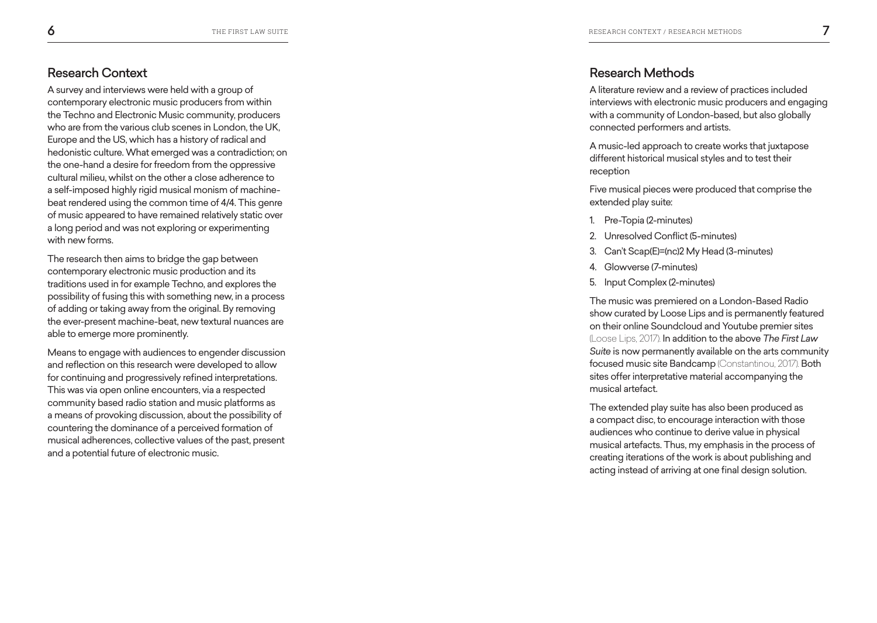## Research Context

A survey and interviews were held with a group of contemporary electronic music producers from within the Techno and Electronic Music community, producers who are from the various club scenes in London, the UK, Europe and the US, which has a history of radical and hedonistic culture. What emerged was a contradiction; on the one-hand a desire for freedom from the oppressive cultural milieu, whilst on the other a close adherence to a self-imposed highly rigid musical monism of machine-beat rendered using the common time of 4/4. This genre of music appeared to have remained relatively static over a long period and was not exploring or experimenting with new forms.

The research then aims to bridge the gap between contemporary electronic music production and its traditions used in for example Techno, and explores the possibility of fusing this with something new, in a process of adding or taking away from the original. By removing the ever-present machine-beat, new textural nuances are able to emerge more prominently.

Means to engage with audiences to engender discussion and reflection on this research were developed to allow for continuing and progressively refined interpretations. This was via open online encounters, via a respected community based radio station and music platforms as a means of provoking discussion, about the possibility of countering the dominance of a perceived formation of musical adherences, collective values of the past, present and a potential future of electronic music.

## Research Methods

A literature review and a review of practices included interviews with electronic music producers and engaging with a community of London-based, but also globally connected performers and artists.

A music-led approach to create works that juxtapose different historical musical styles and to test their reception

Five musical pieces were produced that comprise the extended play suite:

1. Pre-Topia (2-minutes)
2. Unresolved Conflict (5-minutes)
3. Can't Scap(E)=(nc)2 My Head (3-minutes)
4. Glowverse (7-minutes)
5. Input Complex (2-minutes)

The music was premiered on a London-Based Radio show curated by Loose Lips and is permanently featured on their online Soundcloud and Youtube premier sites (Loose Lips, 2017). In addition to the above *The First Law Suite* is now permanently available on the arts community focused music site Bandcamp (Constantinou, 2017). Both sites offer interpretative material accompanying the musical artefact.

The extended play suite has also been produced as a compact disc, to encourage interaction with those audiences who continue to derive value in physical musical artefacts. Thus, my emphasis in the process of creating iterations of the work is about publishing and acting instead of arriving at one final design solution.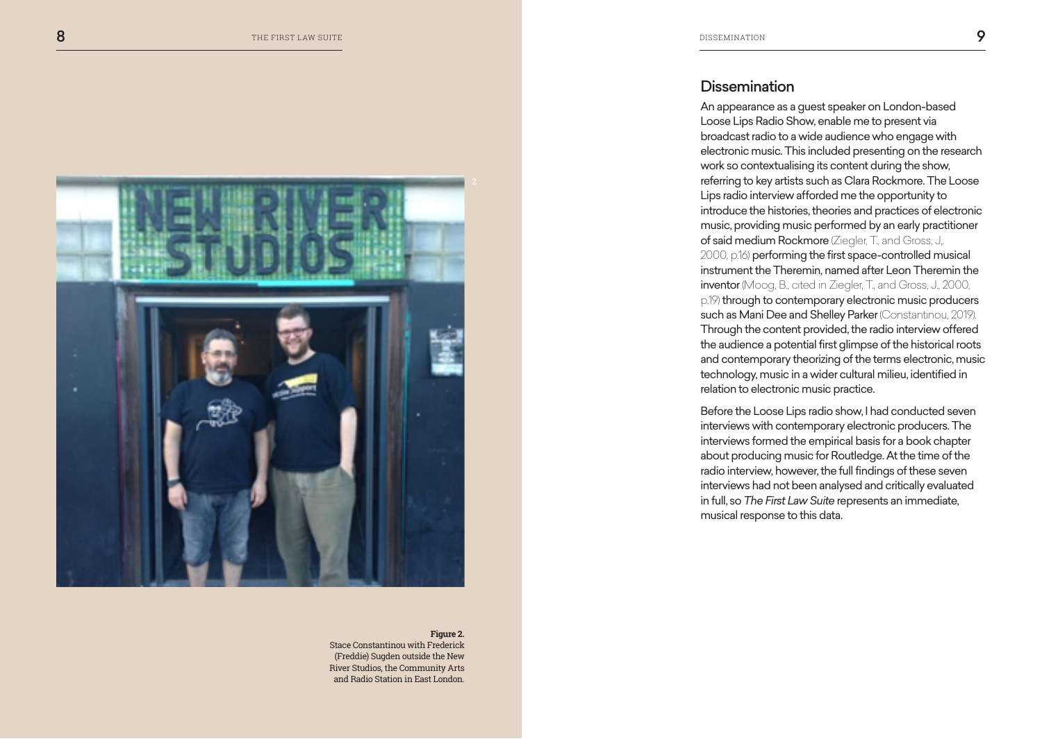Figure 2.
Stace Constantinou with Frederick (Freddie) Sugden outside the New River Studios, the Community Arts and Radio Station in East London.

## Dissemination

An appearance as a guest speaker on London-based Loose Lips Radio Show, enable me to present via broadcast radio to a wide audience who engage with electronic music. This included presenting on the research work so contextualising its content during the show, referring to key artists such as Clara Rockmore. The Loose Lips radio interview afforded me the opportunity to introduce the histories, theories and practices of electronic music, providing music performed by an early practitioner of said medium Rockmore (Ziegler, T., and Gross, J.,. 2000, p.16) performing the first space-controlled musical instrument the Theremin, named after Leon Theremin the inventor (Moog, B., cited in Ziegler, T., and Gross, J., 2000, p.19) through to contemporary electronic music producers such as Mani Dee and Shelley Parker (Constantinou, 2019). Through the content provided, the radio interview offered the audience a potential first glimpse of the historical roots and contemporary theorizing of the terms electronic, music technology, music in a wider cultural milieu, identified in relation to electronic music practice.

Before the Loose Lips radio show, I had conducted seven interviews with contemporary electronic producers. The interviews formed the empirical basis for a book chapter about producing music for Routledge. At the time of the radio interview, however, the full findings of these seven interviews had not been analysed and critically evaluated in full, so *The First Law Suite* represents an immediate, musical response to this data.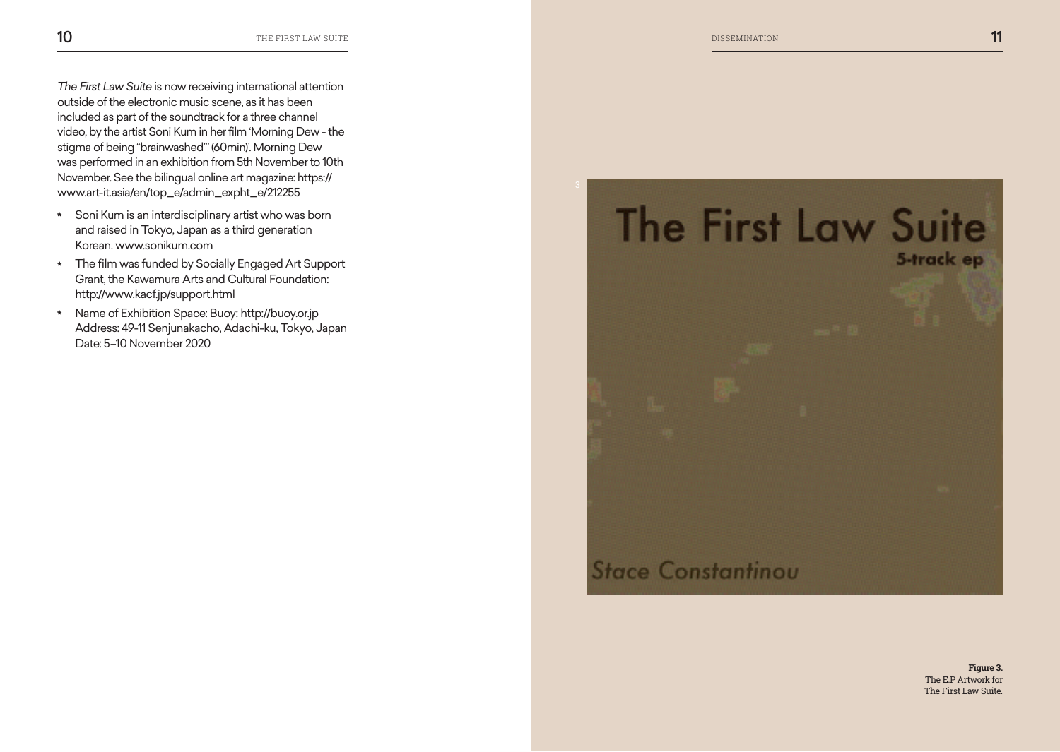*The First Law Suite* is now receiving international attention outside of the electronic music scene, as it has been included as part of the soundtrack for a three channel video, by the artist Soni Kum in her film 'Morning Dew - the stigma of being "brainwashed"' (60min). Morning Dew was performed in an exhibition from 5th November to 10th November. See the bilingual online art magazine: https://www.art-it.asia/en/top_e/admin_expht_e/212255

* Soni Kum is an interdisciplinary artist who was born and raised in Tokyo, Japan as a third generation Korean. www.sonikum.com
* The film was funded by Socially Engaged Art Support Grant, the Kawamura Arts and Cultural Foundation: http://www.kacf.jp/support.html
* Name of Exhibition Space: Buoy: http://buoy.or.jp
  Address: 49-11 Senjunakacho, Adachi-ku, Tokyo, Japan
  Date: 5–10 November 2020

**Figure 3.** The E.P Artwork for The First Law Suite.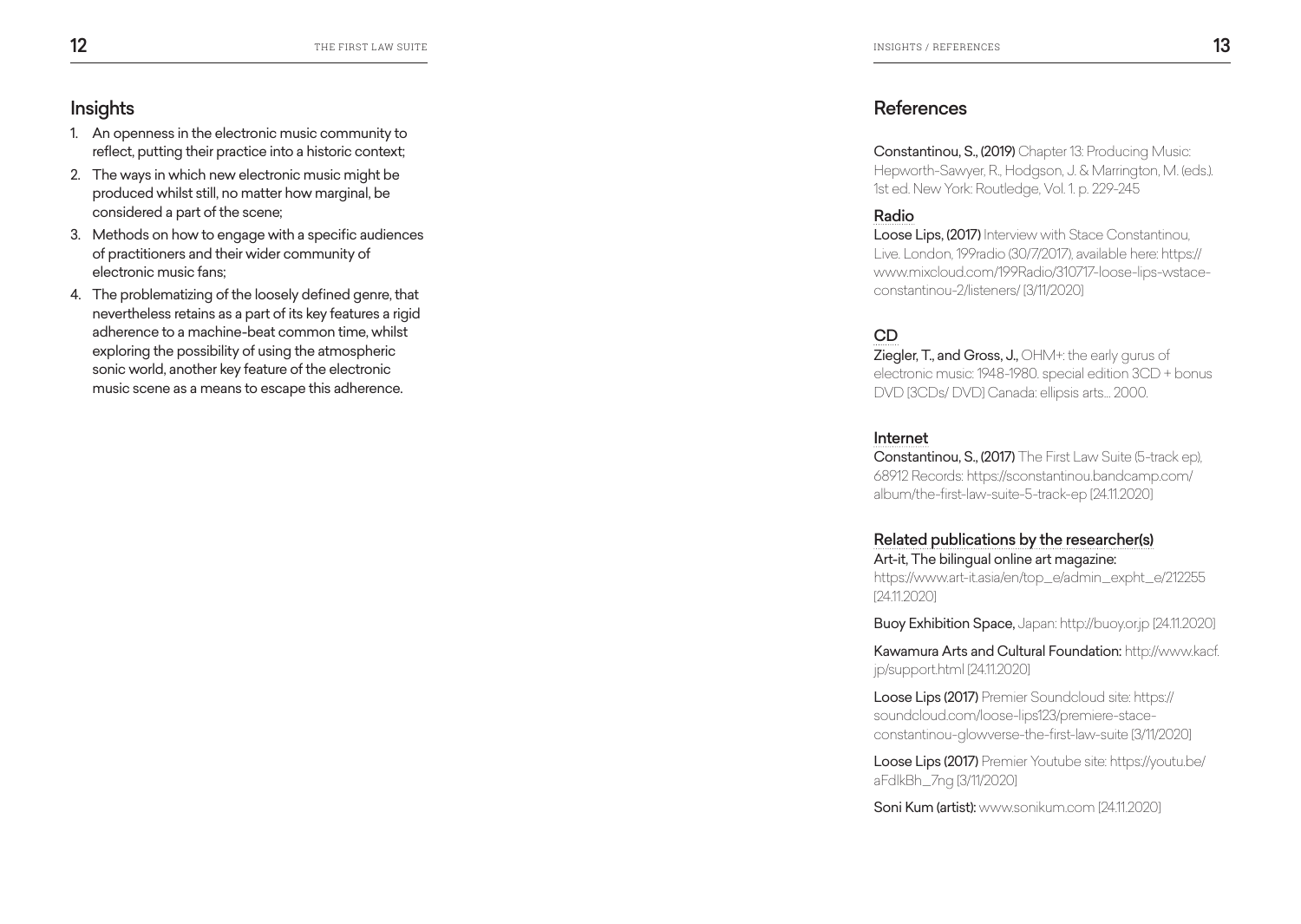## Insights

1. An openness in the electronic music community to reflect, putting their practice into a historic context;
2. The ways in which new electronic music might be produced whilst still, no matter how marginal, be considered a part of the scene;
3. Methods on how to engage with a specific audiences of practitioners and their wider community of electronic music fans;
4. The problematizing of the loosely defined genre, that nevertheless retains as a part of its key features a rigid adherence to a machine-beat common time, whilst exploring the possibility of using the atmospheric sonic world, another key feature of the electronic music scene as a means to escape this adherence.

## References

**Constantinou, S., (2019)** Chapter 13: Producing Music: Hepworth-Sawyer, R., Hodgson, J. & Marrington, M. (eds.). 1st ed. New York: Routledge, Vol. 1. p. 229-245

### Radio

**Loose Lips, (2017)** Interview with Stace Constantinou, Live. London, 199radio (30/7/2017), available here: https://www.mixcloud.com/199Radio/310717-loose-lips-wstace-constantinou-2/listeners/ [3/11/2020]

### CD

**Ziegler, T., and Gross, J.,** OHM+: the early gurus of electronic music: 1948-1980. special edition 3CD + bonus DVD [3CDs/ DVD] Canada: ellipsis arts... 2000.

### Internet

**Constantinou, S., (2017)** The First Law Suite (5-track ep), 68912 Records: https://sconstantinou.bandcamp.com/album/the-first-law-suite-5-track-ep [24.11.2020]

### Related publications by the researcher(s)

**Art-it, The bilingual online art magazine:** https://www.art-it.asia/en/top_e/admin_expht_e/212255 [24.11.2020]

**Buoy Exhibition Space,** Japan: http://buoy.or.jp [24.11.2020]

**Kawamura Arts and Cultural Foundation:** http://www.kacf.jp/support.html [24.11.2020]

**Loose Lips (2017)** Premier Soundcloud site: https://soundcloud.com/loose-lips123/premiere-stace-constantinou-glowverse-the-first-law-suite [3/11/2020]

**Loose Lips (2017)** Premier Youtube site: https://youtu.be/aFdlkBh_7ng [3/11/2020]

**Soni Kum (artist):** www.sonikum.com [24.11.2020]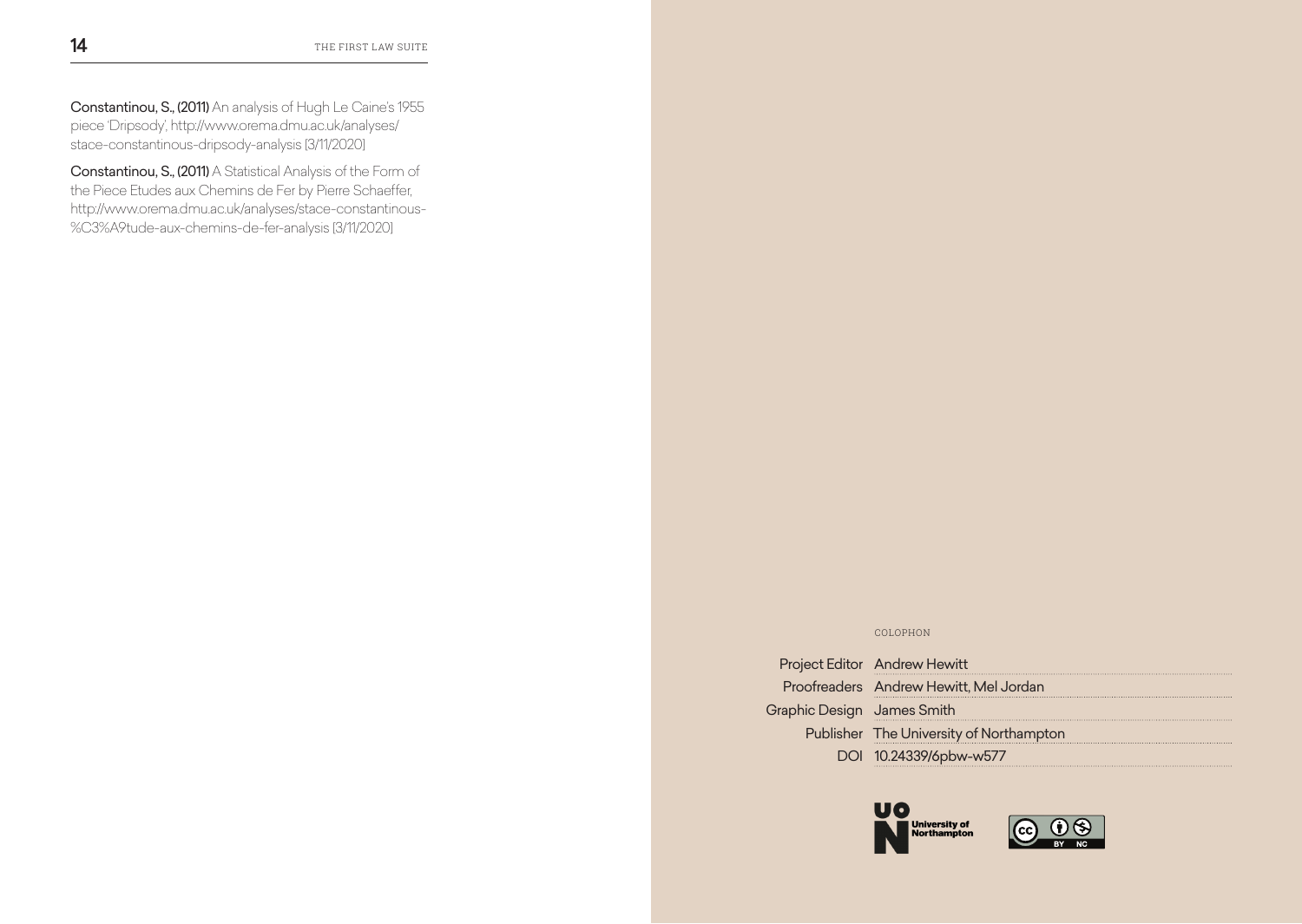**Constantinou, S., (2011)** An analysis of Hugh Le Caine's 1955 piece 'Dripsody', http://www.orema.dmu.ac.uk/analyses/stace-constantinous-dripsody-analysis [3/11/2020]

**Constantinou, S., (2011)** A Statistical Analysis of the Form of the Piece Etudes aux Chemins de Fer by Pierre Schaeffer, http://www.orema.dmu.ac.uk/analyses/stace-constantinous-%C3%A9tude-aux-chemins-de-fer-analysis [3/11/2020]

COLOPHON

| | |
|---|---|
| Project Editor | Andrew Hewitt |
| Proofreaders | Andrew Hewitt, Mel Jordan |
| Graphic Design | James Smith |
| Publisher | The University of Northampton |
| DOI | 10.24339/6pbw-w577 |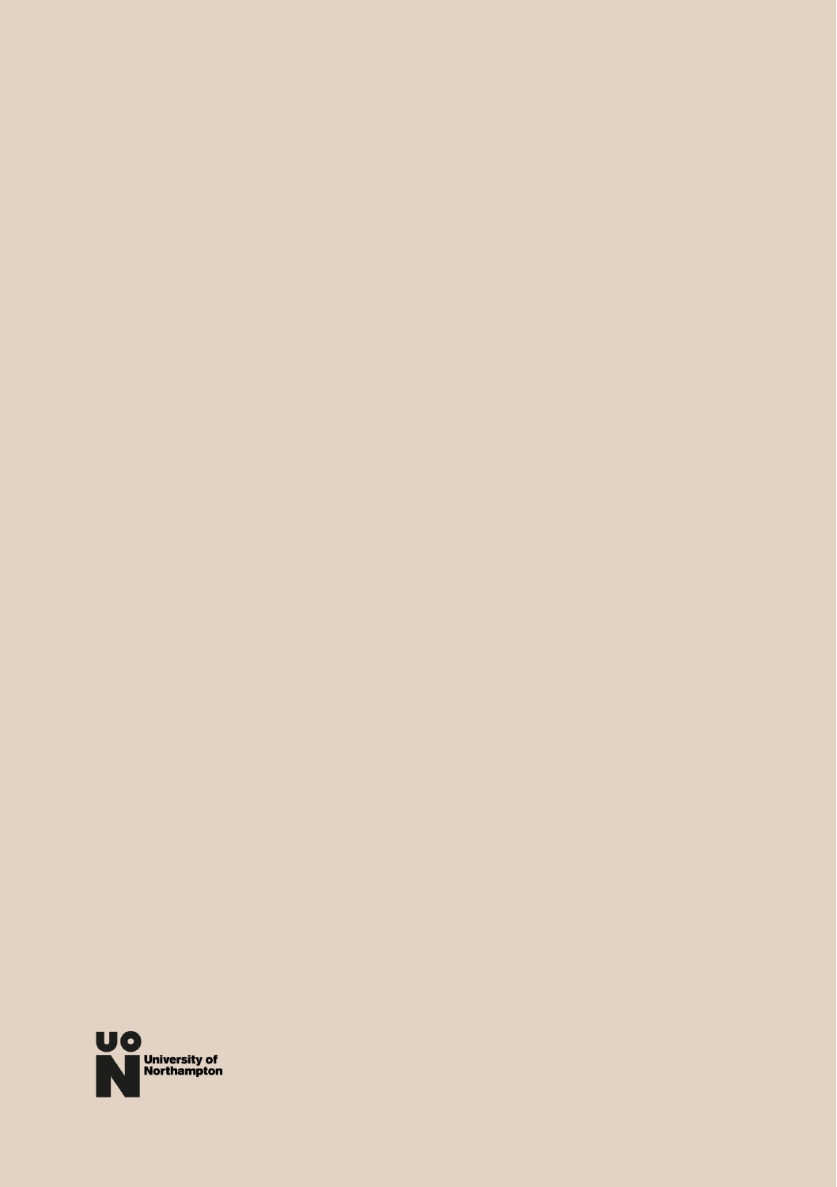University of Northampton